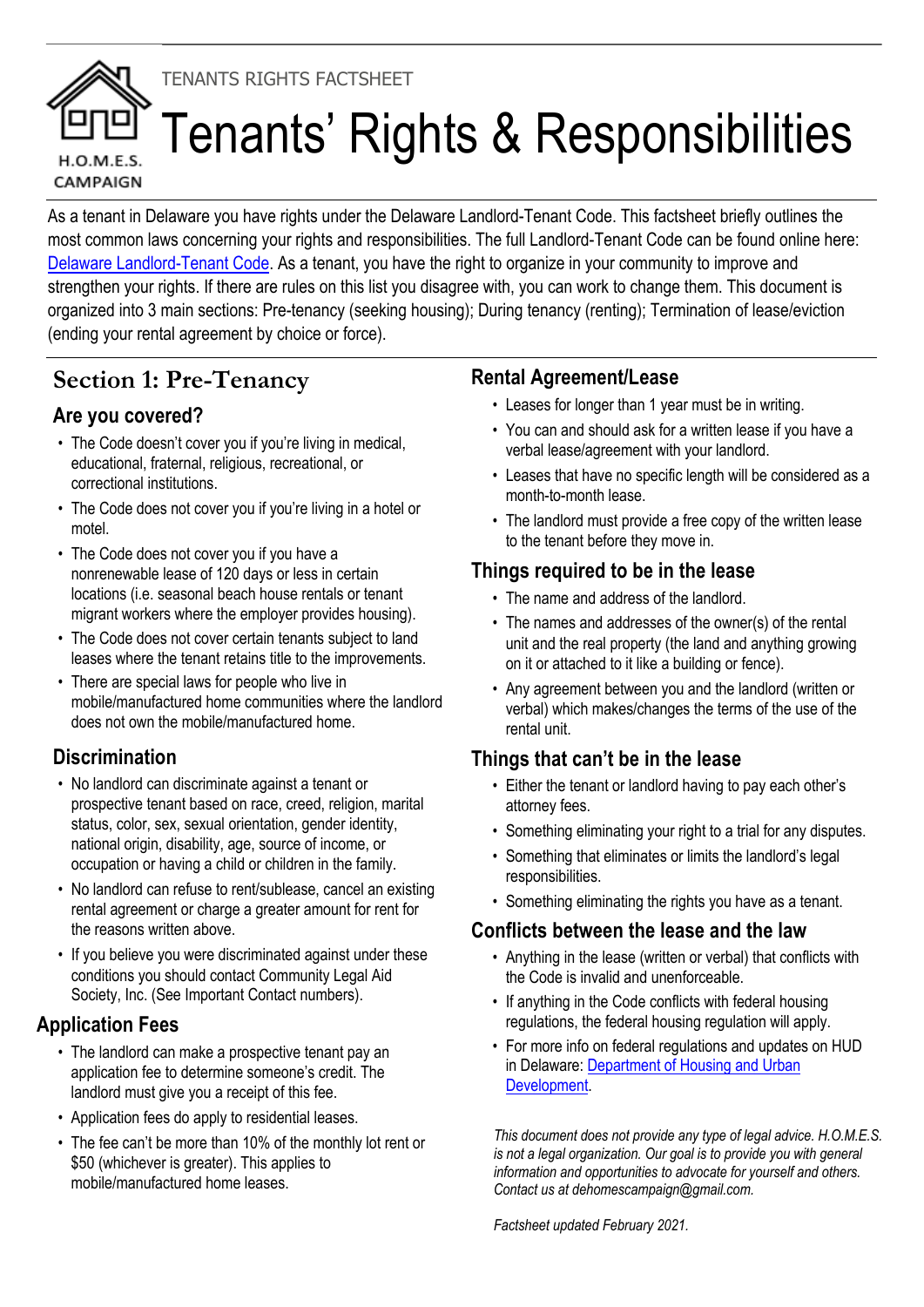TENANTS RIGHTS FACTSHEET

H.O.M.E.S. CAMPAIGN

# Tenants' Rights & Responsibilities

As a tenant in Delaware you have rights under the Delaware Landlord-Tenant Code. This factsheet briefly outlines the most common laws concerning your rights and responsibilities. The full Landlord-Tenant Code can be found online here: Delaware Landlord-Tenant Code. As a tenant, you have the right to organize in your community to improve and strengthen your rights. If there are rules on this list you disagree with, you can work to change them. This document is organized into 3 main sections: Pre-tenancy (seeking housing); During tenancy (renting); Termination of lease/eviction (ending your rental agreement by choice or force).

## Section 1: Pre-Tenancy

### Are you covered?

- The Code doesn't cover you if you're living in medical, educational, fraternal, religious, recreational, or correctional institutions.
- The Code does not cover you if you're living in a hotel or motel.
- The Code does not cover you if you have a nonrenewable lease of 120 days or less in certain locations (i.e. seasonal beach house rentals or tenant migrant workers where the employer provides housing).
- The Code does not cover certain tenants subject to land leases where the tenant retains title to the improvements.
- There are special laws for people who live in mobile/manufactured home communities where the landlord does not own the mobile/manufactured home.

### Discrimination

- No landlord can discriminate against a tenant or prospective tenant based on race, creed, religion, marital status, color, sex, sexual orientation, gender identity, national origin, disability, age, source of income, or occupation or having a child or children in the family.
- No landlord can refuse to rent/sublease, cancel an existing rental agreement or charge a greater amount for rent for the reasons written above.
- If you believe you were discriminated against under these conditions you should contact Community Legal Aid Society, Inc. (See Important Contact numbers).

### Application Fees

- The landlord can make a prospective tenant pay an application fee to determine someone's credit. The landlord must give you a receipt of this fee.
- Application fees do apply to residential leases.
- The fee can't be more than 10% of the monthly lot rent or $50 (whichever is greater). This applies to mobile/manufactured home leases.

### Rental Agreement/Lease

- Leases for longer than 1 year must be in writing.
- You can and should ask for a written lease if you have a verbal lease/agreement with your landlord.
- Leases that have no specific length will be considered as a month-to-month lease.
- The landlord must provide a free copy of the written lease to the tenant before they move in.

### Things required to be in the lease

- The name and address of the landlord.
- The names and addresses of the owner(s) of the rental unit and the real property (the land and anything growing on it or attached to it like a building or fence).
- Any agreement between you and the landlord (written or verbal) which makes/changes the terms of the use of the rental unit.

### Things that can't be in the lease

- Either the tenant or landlord having to pay each other's attorney fees.
- Something eliminating your right to a trial for any disputes.
- Something that eliminates or limits the landlord's legal responsibilities.
- Something eliminating the rights you have as a tenant.

### Conflicts between the lease and the law

- Anything in the lease (written or verbal) that conflicts with the Code is invalid and unenforceable.
- If anything in the Code conflicts with federal housing regulations, the federal housing regulation will apply.
- For more info on federal regulations and updates on HUD in Delaware: Department of Housing and Urban Development.

*This document does not provide any type of legal advice. H.O.M.E.S. is not a legal organization. Our goal is to provide you with general information and opportunities to advocate for yourself and others. Contact us at dehomescampaign@gmail.com.*

*Factsheet updated February 2021.*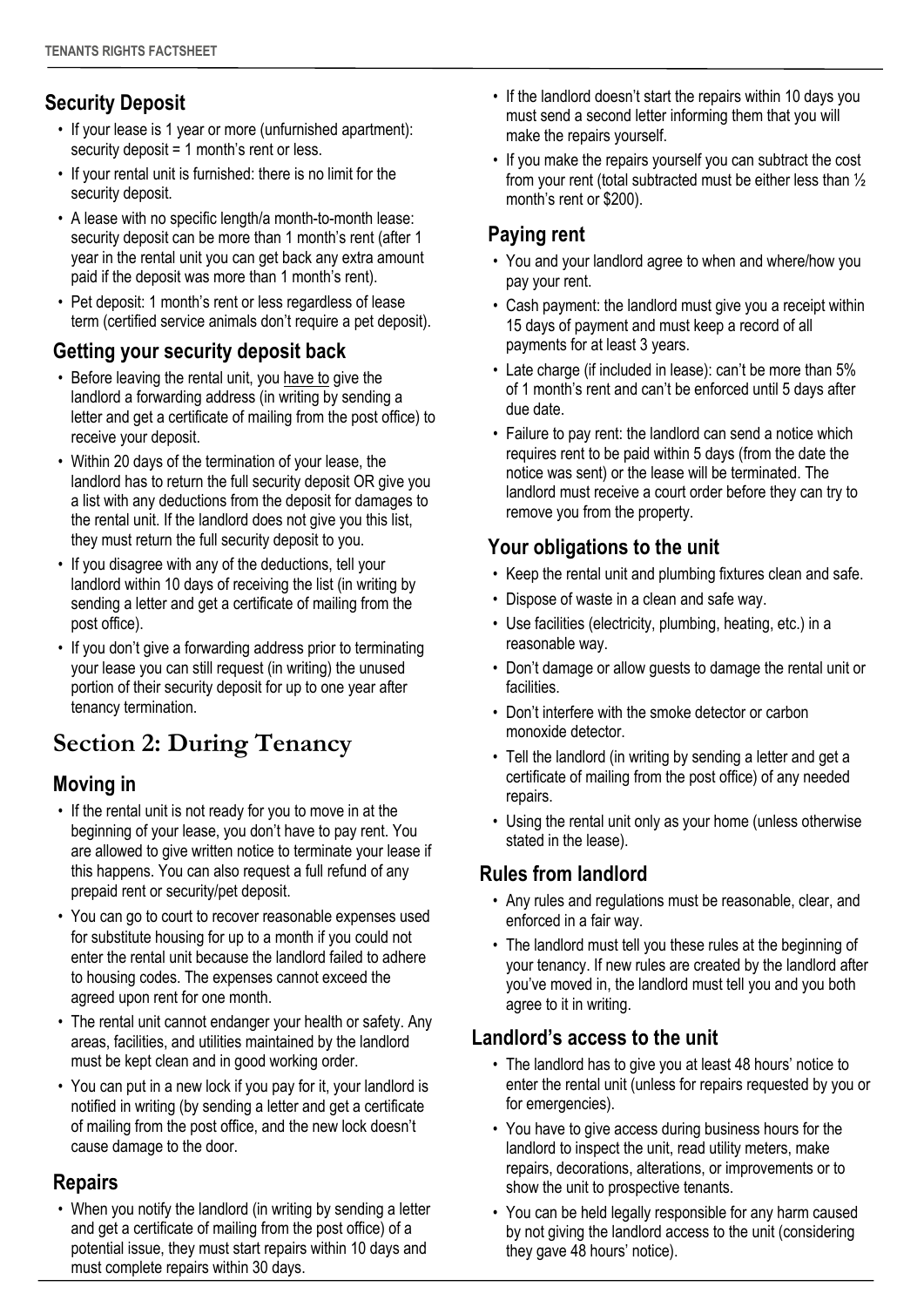## Security Deposit

- If your lease is 1 year or more (unfurnished apartment): security deposit = 1 month's rent or less.
- If your rental unit is furnished: there is no limit for the security deposit.
- A lease with no specific length/a month-to-month lease: security deposit can be more than 1 month's rent (after 1 year in the rental unit you can get back any extra amount paid if the deposit was more than 1 month's rent).
- Pet deposit: 1 month's rent or less regardless of lease term (certified service animals don't require a pet deposit).

## Getting your security deposit back

- Before leaving the rental unit, you have to give the landlord a forwarding address (in writing by sending a letter and get a certificate of mailing from the post office) to receive your deposit.
- Within 20 days of the termination of your lease, the landlord has to return the full security deposit OR give you a list with any deductions from the deposit for damages to the rental unit. If the landlord does not give you this list, they must return the full security deposit to you.
- If you disagree with any of the deductions, tell your landlord within 10 days of receiving the list (in writing by sending a letter and get a certificate of mailing from the post office).
- If you don't give a forwarding address prior to terminating your lease you can still request (in writing) the unused portion of their security deposit for up to one year after tenancy termination.

# Section 2: During Tenancy

## Moving in

- If the rental unit is not ready for you to move in at the beginning of your lease, you don't have to pay rent. You are allowed to give written notice to terminate your lease if this happens. You can also request a full refund of any prepaid rent or security/pet deposit.
- You can go to court to recover reasonable expenses used for substitute housing for up to a month if you could not enter the rental unit because the landlord failed to adhere to housing codes. The expenses cannot exceed the agreed upon rent for one month.
- The rental unit cannot endanger your health or safety. Any areas, facilities, and utilities maintained by the landlord must be kept clean and in good working order.
- You can put in a new lock if you pay for it, your landlord is notified in writing (by sending a letter and get a certificate of mailing from the post office, and the new lock doesn't cause damage to the door.

## Repairs

- When you notify the landlord (in writing by sending a letter and get a certificate of mailing from the post office) of a potential issue, they must start repairs within 10 days and must complete repairs within 30 days.
- If the landlord doesn't start the repairs within 10 days you must send a second letter informing them that you will make the repairs yourself.
- If you make the repairs yourself you can subtract the cost from your rent (total subtracted must be either less than ½ month's rent or $200).

## Paying rent

- You and your landlord agree to when and where/how you pay your rent.
- Cash payment: the landlord must give you a receipt within 15 days of payment and must keep a record of all payments for at least 3 years.
- Late charge (if included in lease): can't be more than 5% of 1 month's rent and can't be enforced until 5 days after due date.
- Failure to pay rent: the landlord can send a notice which requires rent to be paid within 5 days (from the date the notice was sent) or the lease will be terminated. The landlord must receive a court order before they can try to remove you from the property.

## Your obligations to the unit

- Keep the rental unit and plumbing fixtures clean and safe.
- Dispose of waste in a clean and safe way.
- Use facilities (electricity, plumbing, heating, etc.) in a reasonable way.
- Don't damage or allow guests to damage the rental unit or facilities.
- Don't interfere with the smoke detector or carbon monoxide detector.
- Tell the landlord (in writing by sending a letter and get a certificate of mailing from the post office) of any needed repairs.
- Using the rental unit only as your home (unless otherwise stated in the lease).

## Rules from landlord

- Any rules and regulations must be reasonable, clear, and enforced in a fair way.
- The landlord must tell you these rules at the beginning of your tenancy. If new rules are created by the landlord after you've moved in, the landlord must tell you and you both agree to it in writing.

## Landlord's access to the unit

- The landlord has to give you at least 48 hours' notice to enter the rental unit (unless for repairs requested by you or for emergencies).
- You have to give access during business hours for the landlord to inspect the unit, read utility meters, make repairs, decorations, alterations, or improvements or to show the unit to prospective tenants.
- You can be held legally responsible for any harm caused by not giving the landlord access to the unit (considering they gave 48 hours' notice).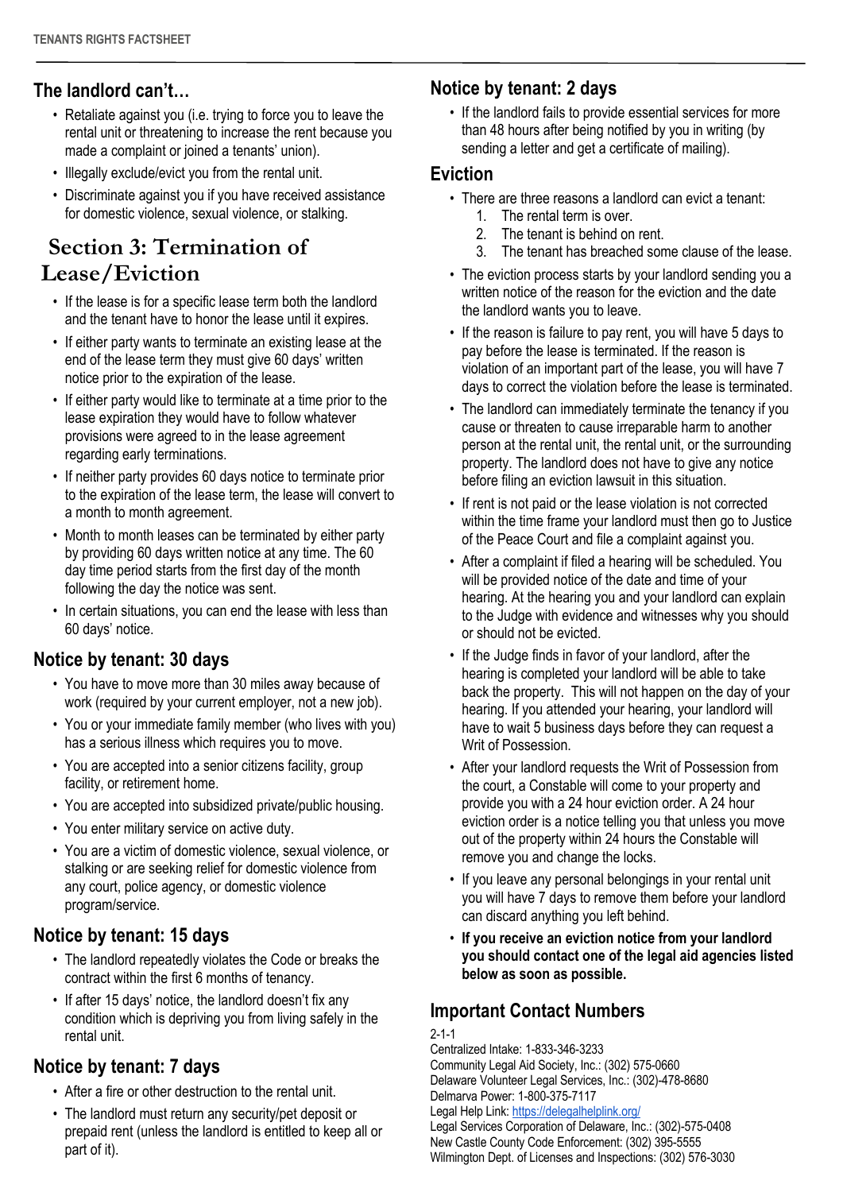## The landlord can't…

- Retaliate against you (i.e. trying to force you to leave the rental unit or threatening to increase the rent because you made a complaint or joined a tenants' union).
- Illegally exclude/evict you from the rental unit.
- Discriminate against you if you have received assistance for domestic violence, sexual violence, or stalking.

# Section 3: Termination of Lease/Eviction

- If the lease is for a specific lease term both the landlord and the tenant have to honor the lease until it expires.
- If either party wants to terminate an existing lease at the end of the lease term they must give 60 days' written notice prior to the expiration of the lease.
- If either party would like to terminate at a time prior to the lease expiration they would have to follow whatever provisions were agreed to in the lease agreement regarding early terminations.
- If neither party provides 60 days notice to terminate prior to the expiration of the lease term, the lease will convert to a month to month agreement.
- Month to month leases can be terminated by either party by providing 60 days written notice at any time. The 60 day time period starts from the first day of the month following the day the notice was sent.
- In certain situations, you can end the lease with less than 60 days' notice.

## Notice by tenant: 30 days

- You have to move more than 30 miles away because of work (required by your current employer, not a new job).
- You or your immediate family member (who lives with you) has a serious illness which requires you to move.
- You are accepted into a senior citizens facility, group facility, or retirement home.
- You are accepted into subsidized private/public housing.
- You enter military service on active duty.
- You are a victim of domestic violence, sexual violence, or stalking or are seeking relief for domestic violence from any court, police agency, or domestic violence program/service.

## Notice by tenant: 15 days

- The landlord repeatedly violates the Code or breaks the contract within the first 6 months of tenancy.
- If after 15 days' notice, the landlord doesn't fix any condition which is depriving you from living safely in the rental unit.

## Notice by tenant: 7 days

- After a fire or other destruction to the rental unit.
- The landlord must return any security/pet deposit or prepaid rent (unless the landlord is entitled to keep all or part of it).

## Notice by tenant: 2 days

- If the landlord fails to provide essential services for more than 48 hours after being notified by you in writing (by sending a letter and get a certificate of mailing).

## Eviction

- There are three reasons a landlord can evict a tenant:
  1. The rental term is over.
  2. The tenant is behind on rent.
  3. The tenant has breached some clause of the lease.
- The eviction process starts by your landlord sending you a written notice of the reason for the eviction and the date the landlord wants you to leave.
- If the reason is failure to pay rent, you will have 5 days to pay before the lease is terminated. If the reason is violation of an important part of the lease, you will have 7 days to correct the violation before the lease is terminated.
- The landlord can immediately terminate the tenancy if you cause or threaten to cause irreparable harm to another person at the rental unit, the rental unit, or the surrounding property. The landlord does not have to give any notice before filing an eviction lawsuit in this situation.
- If rent is not paid or the lease violation is not corrected within the time frame your landlord must then go to Justice of the Peace Court and file a complaint against you.
- After a complaint if filed a hearing will be scheduled. You will be provided notice of the date and time of your hearing. At the hearing you and your landlord can explain to the Judge with evidence and witnesses why you should or should not be evicted.
- If the Judge finds in favor of your landlord, after the hearing is completed your landlord will be able to take back the property. This will not happen on the day of your hearing. If you attended your hearing, your landlord will have to wait 5 business days before they can request a Writ of Possession.
- After your landlord requests the Writ of Possession from the court, a Constable will come to your property and provide you with a 24 hour eviction order. A 24 hour eviction order is a notice telling you that unless you move out of the property within 24 hours the Constable will remove you and change the locks.
- If you leave any personal belongings in your rental unit you will have 7 days to remove them before your landlord can discard anything you left behind.
- **If you receive an eviction notice from your landlord you should contact one of the legal aid agencies listed below as soon as possible.**

## Important Contact Numbers

2-1-1
Centralized Intake: 1-833-346-3233
Community Legal Aid Society, Inc.: (302) 575-0660
Delaware Volunteer Legal Services, Inc.: (302)-478-8680
Delmarva Power: 1-800-375-7117
Legal Help Link: https://delegalhelplink.org/
Legal Services Corporation of Delaware, Inc.: (302)-575-0408
New Castle County Code Enforcement: (302) 395-5555
Wilmington Dept. of Licenses and Inspections: (302) 576-3030